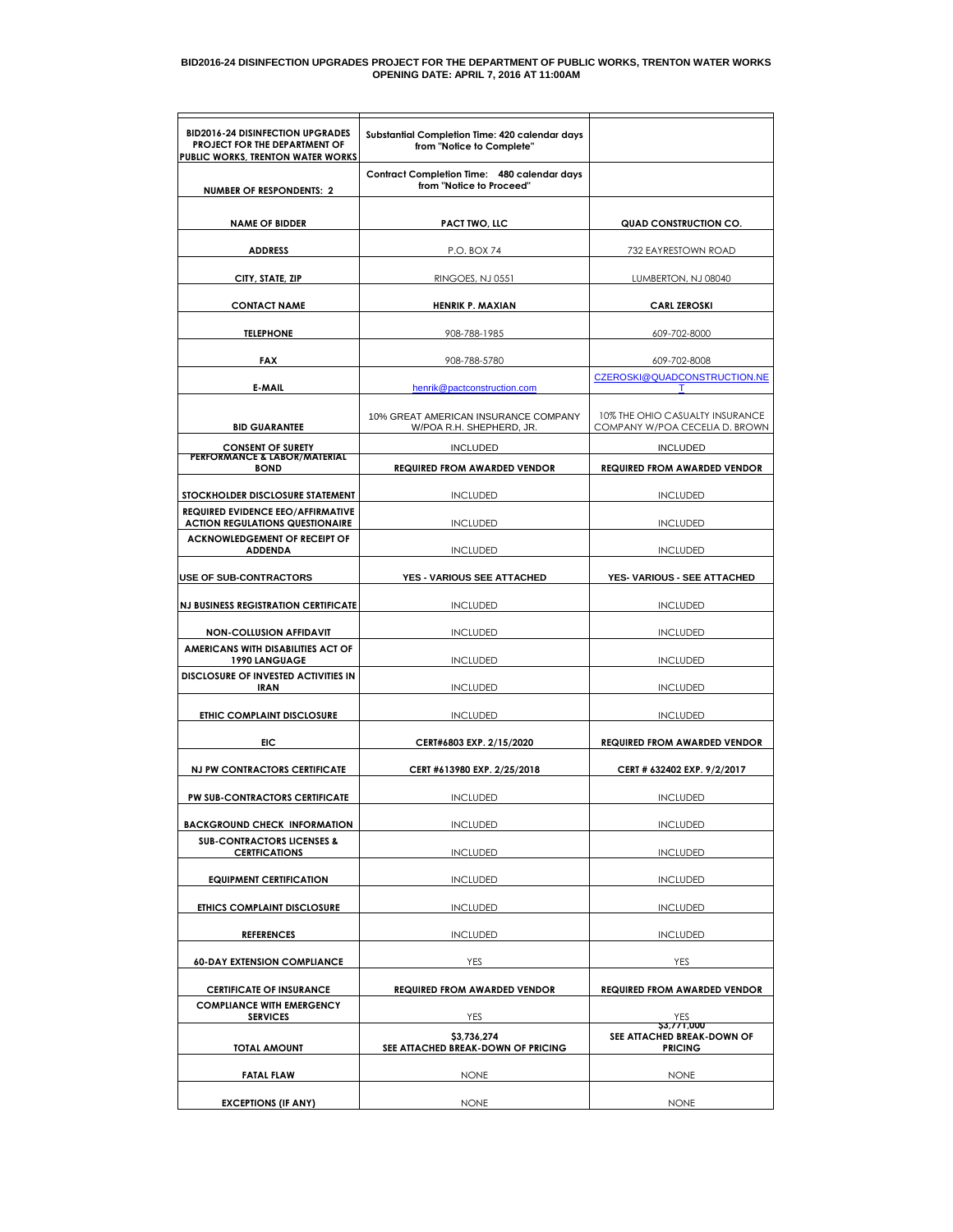**BID2016-24 DISINFECTION UPGRADES PROJECT FOR THE DEPARTMENT OF PUBLIC WORKS, TRENTON WATER WORKS**
**OPENING DATE: APRIL 7, 2016 AT 11:00AM**

| | | |
|---|---|---|
| **BID2016-24 DISINFECTION UPGRADES PROJECT FOR THE DEPARTMENT OF PUBLIC WORKS, TRENTON WATER WORKS** | **Substantial Completion Time: 420 calendar days from "Notice to Complete"** | |
| **NUMBER OF RESPONDENTS: 2** | **Contract Completion Time: 480 calendar days from "Notice to Proceed"** | |
| **NAME OF BIDDER** | **PACT TWO, LLC** | **QUAD CONSTRUCTION CO.** |
| **ADDRESS** | P.O. BOX 74 | 732 EAYRESTOWN ROAD |
| **CITY, STATE, ZIP** | RINGOES, NJ 0551 | LUMBERTON, NJ 08040 |
| **CONTACT NAME** | **HENRIK P. MAXIAN** | **CARL ZEROSKI** |
| **TELEPHONE** | 908-788-1985 | 609-702-8000 |
| **FAX** | 908-788-5780 | 609-702-8008 |
| **E-MAIL** | henrik@pactconstruction.com | CZEROSKI@QUADCONSTRUCTION.NET |
| **BID GUARANTEE** | 10% GREAT AMERICAN INSURANCE COMPANY W/POA R.H. SHEPHERD, JR. | 10% THE OHIO CASUALTY INSURANCE COMPANY W/POA CECELIA D. BROWN |
| **CONSENT OF SURETY** | INCLUDED | INCLUDED |
| **PERFORMANCE & LABOR/MATERIAL BOND** | **REQUIRED FROM AWARDED VENDOR** | **REQUIRED FROM AWARDED VENDOR** |
| **STOCKHOLDER DISCLOSURE STATEMENT** | INCLUDED | INCLUDED |
| **REQUIRED EVIDENCE EEO/AFFIRMATIVE ACTION REGULATIONS QUESTIONAIRE** | INCLUDED | INCLUDED |
| **ACKNOWLEDGEMENT OF RECEIPT OF ADDENDA** | INCLUDED | INCLUDED |
| **USE OF SUB-CONTRACTORS** | **YES - VARIOUS SEE ATTACHED** | **YES- VARIOUS - SEE ATTACHED** |
| **NJ BUSINESS REGISTRATION CERTIFICATE** | INCLUDED | INCLUDED |
| **NON-COLLUSION AFFIDAVIT** | INCLUDED | INCLUDED |
| **AMERICANS WITH DISABILITIES ACT OF 1990 LANGUAGE** | INCLUDED | INCLUDED |
| **DISCLOSURE OF INVESTED ACTIVITIES IN IRAN** | INCLUDED | INCLUDED |
| **ETHIC COMPLAINT DISCLOSURE** | INCLUDED | INCLUDED |
| **EIC** | **CERT#6803 EXP. 2/15/2020** | **REQUIRED FROM AWARDED VENDOR** |
| **NJ PW CONTRACTORS CERTIFICATE** | **CERT #613980 EXP. 2/25/2018** | **CERT # 632402 EXP. 9/2/2017** |
| **PW SUB-CONTRACTORS CERTIFICATE** | INCLUDED | INCLUDED |
| **BACKGROUND CHECK INFORMATION** | INCLUDED | INCLUDED |
| **SUB-CONTRACTORS LICENSES & CERTFICATIONS** | INCLUDED | INCLUDED |
| **EQUIPMENT CERTIFICATION** | INCLUDED | INCLUDED |
| **ETHICS COMPLAINT DISCLOSURE** | INCLUDED | INCLUDED |
| **REFERENCES** | INCLUDED | INCLUDED |
| **60-DAY EXTENSION COMPLIANCE** | YES | YES |
| **CERTIFICATE OF INSURANCE** | **REQUIRED FROM AWARDED VENDOR** | **REQUIRED FROM AWARDED VENDOR** |
| **COMPLIANCE WITH EMERGENCY SERVICES** | YES | YES |
| **TOTAL AMOUNT** | **$3,736,274 SEE ATTACHED BREAK-DOWN OF PRICING** | **$3,771,000 SEE ATTACHED BREAK-DOWN OF PRICING** |
| **FATAL FLAW** | NONE | NONE |
| **EXCEPTIONS (IF ANY)** | NONE | NONE |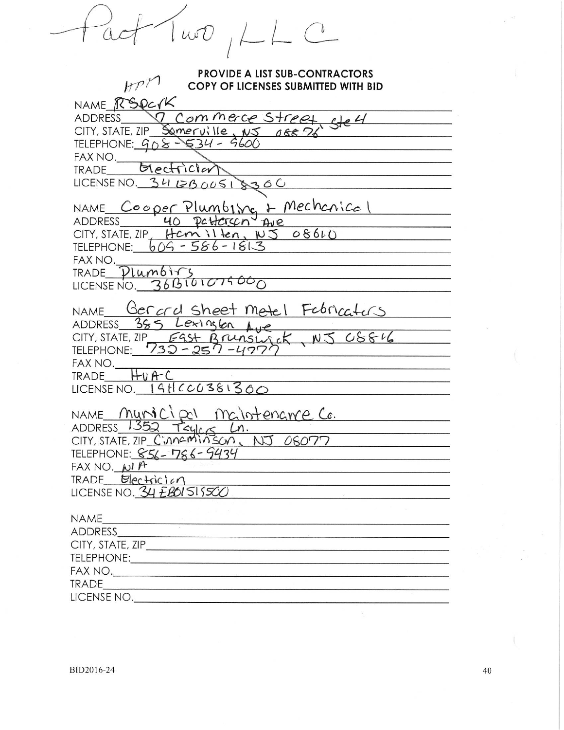Pact Two, LLC

**PROVIDE A LIST SUB-CONTRACTORS**
**COPY OF LICENSES SUBMITTED WITH BID**

HPM

NAME RSPark
ADDRESS 7 Commerce Street Ste 4
CITY, STATE, ZIP Somerville, NJ 08876
TELEPHONE: 908-534-5600
FAX NO.
TRADE Electrician
LICENSE NO. 34EB00518300

NAME Cooper Plumbing & Mechanical
ADDRESS 40 Patterson Ave
CITY, STATE, ZIP Hamilton, NJ 08610
TELEPHONE: 609-586-1813
FAX NO.
TRADE Plumbing
LICENSE NO. 36BI01075000

NAME Gerard Sheet Metal Fabricators
ADDRESS 385 Lexington Ave
CITY, STATE, ZIP East Brunswick, NJ 08816
TELEPHONE: 732-257-4777
FAX NO.
TRADE HVAC
LICENSE NO. 19HC00381300

NAME Municipal Maintenance Co.
ADDRESS 1352 Taylors Ln.
CITY, STATE, ZIP Cinnaminson, NJ 08077
TELEPHONE: 856-786-9434
FAX NO. N/A
TRADE Electrician
LICENSE NO. 34EB01515500

NAME
ADDRESS
CITY, STATE, ZIP
TELEPHONE:
FAX NO.
TRADE
LICENSE NO.

BID2016-24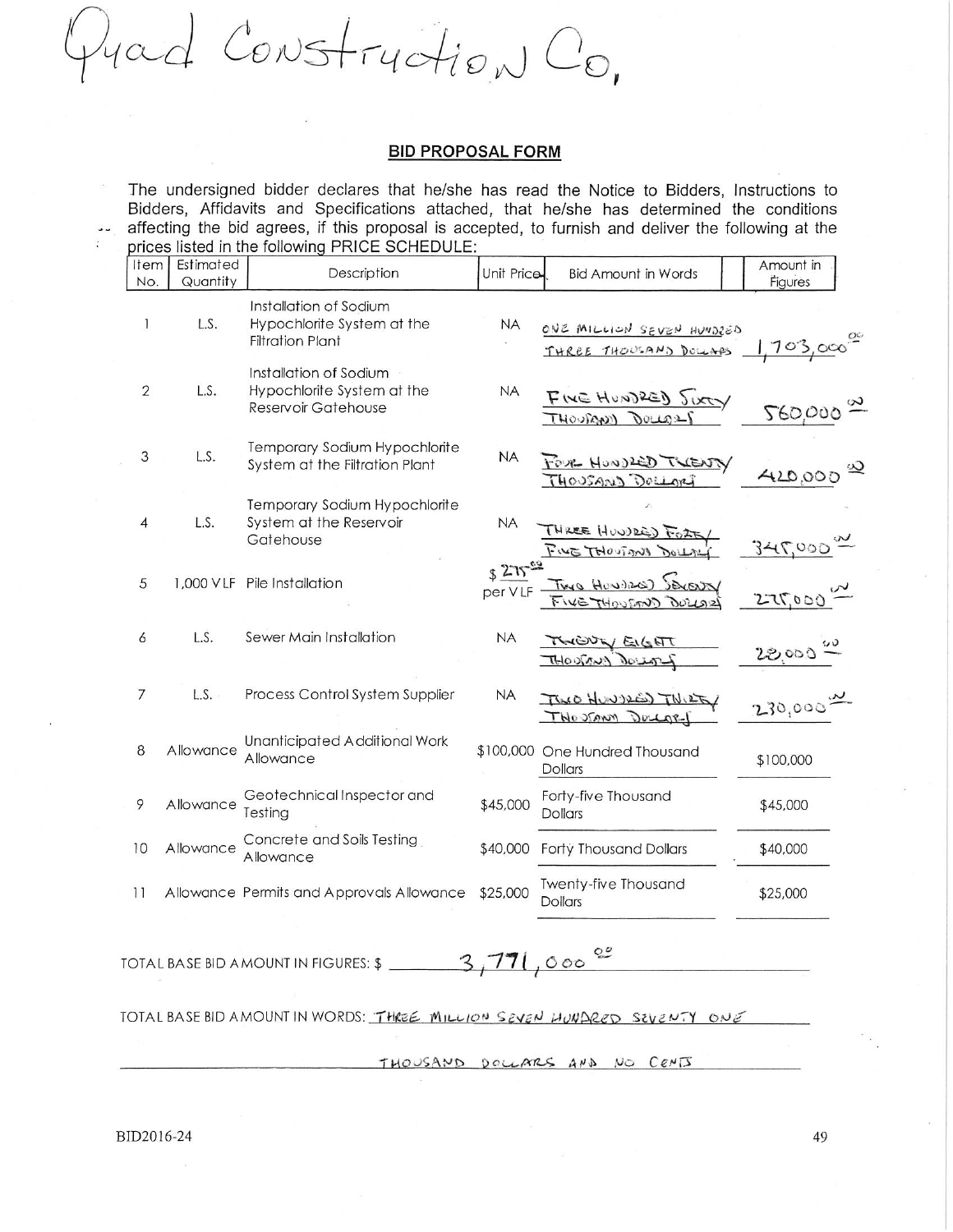Quad Construction Co.

## BID PROPOSAL FORM

The undersigned bidder declares that he/she has read the Notice to Bidders, Instructions to Bidders, Affidavits and Specifications attached, that he/she has determined the conditions affecting the bid agrees, if this proposal is accepted, to furnish and deliver the following at the prices listed in the following PRICE SCHEDULE:

| Item No. | Estimated Quantity | Description | Unit Price | Bid Amount in Words | Amount in Figures |
|---|---|---|---|---|---|
| 1 | L.S. | Installation of Sodium Hypochlorite System at the Filtration Plant | NA | ONE MILLION SEVEN HUNDRED THREE THOUSAND DOLLARS | 1,703,000.00 |
| 2 | L.S. | Installation of Sodium Hypochlorite System at the Reservoir Gatehouse | NA | FIVE HUNDRED SIXTY THOUSAND DOLLARS | 560,000.00 |
| 3 | L.S. | Temporary Sodium Hypochlorite System at the Filtration Plant | NA | FOUR HUNDRED TWENTY THOUSAND DOLLARS | 420,000.00 |
| 4 | L.S. | Temporary Sodium Hypochlorite System at the Reservoir Gatehouse | NA | THREE HUNDRED FORTY FIVE THOUSAND DOLLARS | 345,000.00 |
| 5 | 1,000 VLF | Pile Installation | $275.00 per VLF | TWO HUNDRED SEVENTY FIVE THOUSAND DOLLARS | 275,000.00 |
| 6 | L.S. | Sewer Main Installation | NA | TWENTY EIGHT THOUSAND DOLLARS | 28,000.00 |
| 7 | L.S. | Process Control System Supplier | NA | TWO HUNDRED THIRTY THOUSAND DOLLARS | 230,000.00 |
| 8 | Allowance | Unanticipated Additional Work Allowance | $100,000 | One Hundred Thousand Dollars | $100,000 |
| 9 | Allowance | Geotechnical Inspector and Testing | $45,000 | Forty-five Thousand Dollars | $45,000 |
| 10 | Allowance | Concrete and Soils Testing Allowance | $40,000 | Forty Thousand Dollars | $40,000 |
| 11 | Allowance | Permits and Approvals Allowance | $25,000 | Twenty-five Thousand Dollars | $25,000 |

TOTAL BASE BID AMOUNT IN FIGURES: $ 3,771,000.00

TOTAL BASE BID AMOUNT IN WORDS: THREE MILLION SEVEN HUNDRED SEVENTY ONE THOUSAND DOLLARS AND NO CENTS

BID2016-24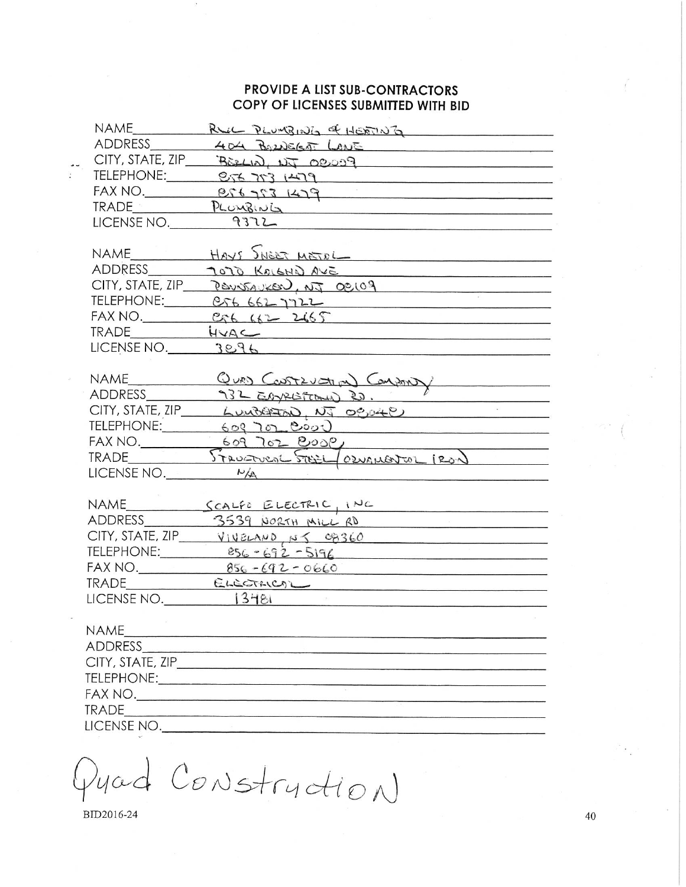**PROVIDE A LIST SUB-CONTRACTORS**
**COPY OF LICENSES SUBMITTED WITH BID**

NAME: RLL PLUMBING & HEATING
ADDRESS: 404 BARNEGAT LANE
CITY, STATE, ZIP: BERLIN, NJ 08009
TELEPHONE: 856 753 1479
FAX NO.: 856 753 1479
TRADE: PLUMBING
LICENSE NO.: 9372

NAME: HAVS SHEET METAL
ADDRESS: 7070 KAIGHN AVE
CITY, STATE, ZIP: PENNSAUKEN, NJ 08109
TELEPHONE: 856 662 7722
FAX NO.: 856 662 2665
TRADE: HVAC
LICENSE NO.: 3896

NAME: QUAD CONSTRUCTION COMPANY
ADDRESS: 932 EARLYSTOWN RD.
CITY, STATE, ZIP: LUMBERTON, NJ 08048
TELEPHONE: 609 702 8003
FAX NO.: 609 702 8008
TRADE: STRUCTURAL STEEL / ORNAMENTAL IRON
LICENSE NO.: N/A

NAME: SCALFO ELECTRIC, INC
ADDRESS: 3539 NORTH MILL RD
CITY, STATE, ZIP: VINELAND, NJ 08360
TELEPHONE: 856-692-5196
FAX NO.: 856-692-0660
TRADE: ELECTRICAL
LICENSE NO.: 13481

NAME: 
ADDRESS: 
CITY, STATE, ZIP: 
TELEPHONE: 
FAX NO.: 
TRADE: 
LICENSE NO.: 

Quad Construction

BID2016-24